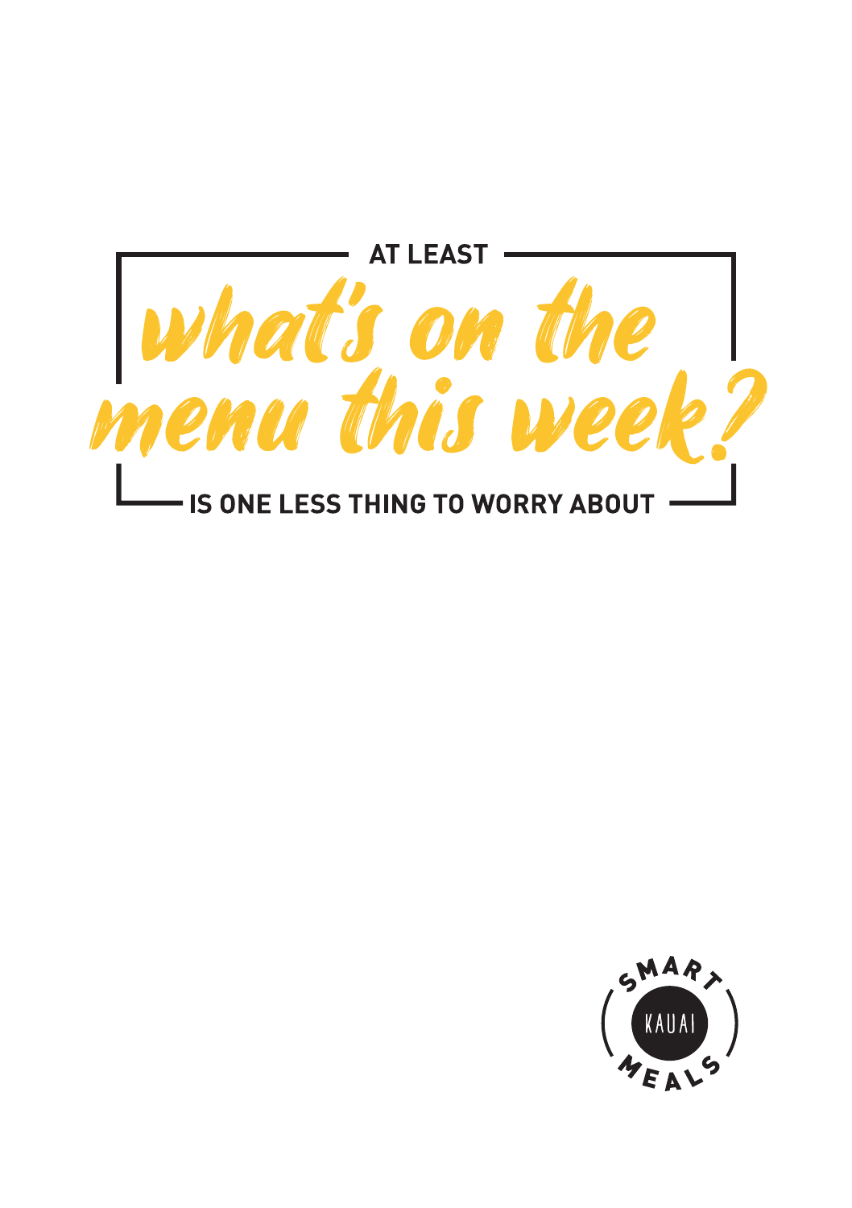AT LEAST

# *what's on the menu this week?*

IS ONE LESS THING TO WORRY ABOUT

SMART KAUAI MEALS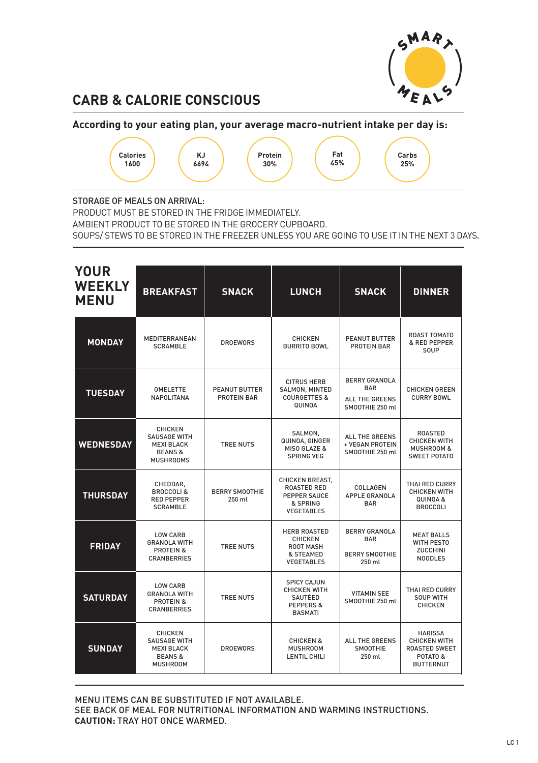SMART MEALS

# CARB & CALORIE CONSCIOUS

**According to your eating plan, your average macro-nutrient intake per day is:**

| Calories | KJ | Protein | Fat | Carbs |
|---|---|---|---|---|
| 1600 | 6694 | 30% | 45% | 25% |

STORAGE OF MEALS ON ARRIVAL:
PRODUCT MUST BE STORED IN THE FRIDGE IMMEDIATELY.
AMBIENT PRODUCT TO BE STORED IN THE GROCERY CUPBOARD.
SOUPS/ STEWS TO BE STORED IN THE FREEZER UNLESS YOU ARE GOING TO USE IT IN THE NEXT 3 DAYS.

| YOUR WEEKLY MENU | BREAKFAST | SNACK | LUNCH | SNACK | DINNER |
|---|---|---|---|---|---|
| **MONDAY** | MEDITERRANEAN SCRAMBLE | DROEWORS | CHICKEN BURRITO BOWL | PEANUT BUTTER PROTEIN BAR | ROAST TOMATO & RED PEPPER SOUP |
| **TUESDAY** | OMELETTE NAPOLITANA | PEANUT BUTTER PROTEIN BAR | CITRUS HERB SALMON, MINTED COURGETTES & QUINOA | BERRY GRANOLA BAR<br>ALL THE GREENS SMOOTHIE 250 ml | CHICKEN GREEN CURRY BOWL |
| **WEDNESDAY** | CHICKEN SAUSAGE WITH MEXI BLACK BEANS & MUSHROOMS | TREE NUTS | SALMON, QUINOA, GINGER MISO GLAZE & SPRING VEG | ALL THE GREENS + VEGAN PROTEIN SMOOTHIE 250 ml | ROASTED CHICKEN WITH MUSHROOM & SWEET POTATO |
| **THURSDAY** | CHEDDAR, BROCCOLI & RED PEPPER SCRAMBLE | BERRY SMOOTHIE 250 ml | CHICKEN BREAST, ROASTED RED PEPPER SAUCE & SPRING VEGETABLES | COLLAGEN APPLE GRANOLA BAR | THAI RED CURRY CHICKEN WITH QUINOA & BROCCOLI |
| **FRIDAY** | LOW CARB GRANOLA WITH PROTEIN & CRANBERRIES | TREE NUTS | HERB ROASTED CHICKEN ROOT MASH & STEAMED VEGETABLES | BERRY GRANOLA BAR<br>BERRY SMOOTHIE 250 ml | MEAT BALLS WITH PESTO ZUCCHINI NOODLES |
| **SATURDAY** | LOW CARB GRANOLA WITH PROTEIN & CRANBERRIES | TREE NUTS | SPICY CAJUN CHICKEN WITH SAUTÉED PEPPERS & BASMATI | VITAMIN SEE SMOOTHIE 250 ml | THAI RED CURRY SOUP WITH CHICKEN |
| **SUNDAY** | CHICKEN SAUSAGE WITH MEXI BLACK BEANS & MUSHROOM | DROEWORS | CHICKEN & MUSHROOM LENTIL CHILI | ALL THE GREENS SMOOTHIE 250 ml | HARISSA CHICKEN WITH ROASTED SWEET POTATO & BUTTERNUT |

MENU ITEMS CAN BE SUBSTITUTED IF NOT AVAILABLE.
SEE BACK OF MEAL FOR NUTRITIONAL INFORMATION AND WARMING INSTRUCTIONS.
**CAUTION:** TRAY HOT ONCE WARMED.

LC 1